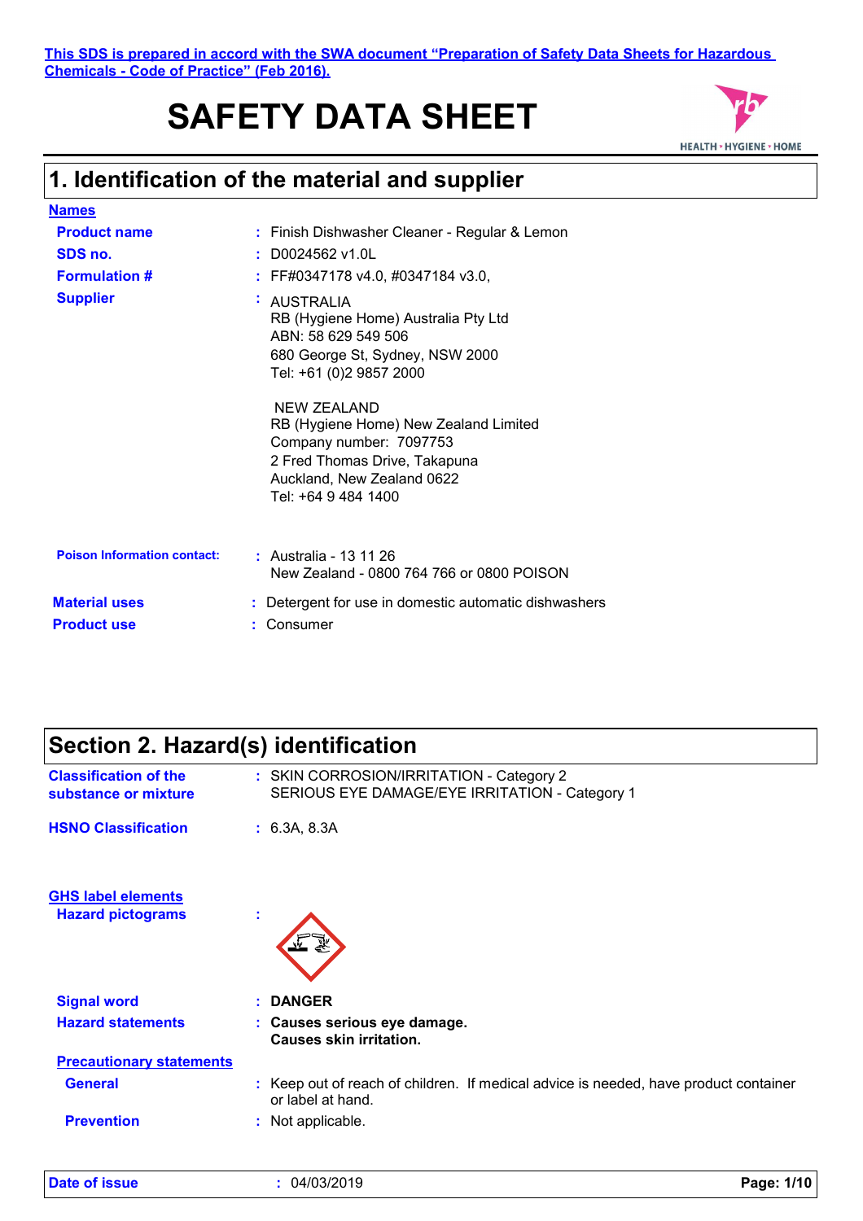This SDS is prepared in accord with the SWA document "Preparation of Safety Data Sheets for Hazardous Chemicals - Code of Practice" (Feb 2016).

# SAFETY DATA SHEET

## 1. Identification of the material and supplier

**Names**

| | | |
|---|---|---|
| **Product name** | : | Finish Dishwasher Cleaner - Regular & Lemon |
| **SDS no.** | : | D0024562 v1.0L |
| **Formulation #** | : | FF#0347178 v4.0, #0347184 v3.0, |
| **Supplier** | : | AUSTRALIA<br>RB (Hygiene Home) Australia Pty Ltd<br>ABN: 58 629 549 506<br>680 George St, Sydney, NSW 2000<br>Tel: +61 (0)2 9857 2000<br><br>NEW ZEALAND<br>RB (Hygiene Home) New Zealand Limited<br>Company number: 7097753<br>2 Fred Thomas Drive, Takapuna<br>Auckland, New Zealand 0622<br>Tel: +64 9 484 1400 |
| **Poison Information contact:** | : | Australia - 13 11 26<br>New Zealand - 0800 764 766 or 0800 POISON |
| **Material uses** | : | Detergent for use in domestic automatic dishwashers |
| **Product use** | : | Consumer |

## Section 2. Hazard(s) identification

| | | |
|---|---|---|
| **Classification of the substance or mixture** | : | SKIN CORROSION/IRRITATION - Category 2<br>SERIOUS EYE DAMAGE/EYE IRRITATION - Category 1 |
| **HSNO Classification** | : | 6.3A, 8.3A |

**GHS label elements**

| | | |
|---|---|---|
| **Hazard pictograms** | : | |
| **Signal word** | : | **DANGER** |
| **Hazard statements** | : | **Causes serious eye damage.**<br>**Causes skin irritation.** |

**Precautionary statements**

| | | |
|---|---|---|
| **General** | : | Keep out of reach of children. If medical advice is needed, have product container or label at hand. |
| **Prevention** | : | Not applicable. |

**Date of issue** : 04/03/2019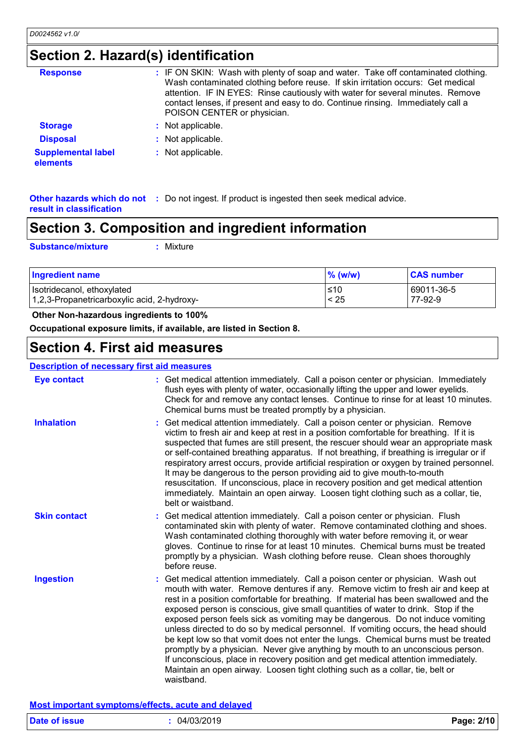## Section 2. Hazard(s) identification

**Response** : IF ON SKIN: Wash with plenty of soap and water. Take off contaminated clothing. Wash contaminated clothing before reuse. If skin irritation occurs: Get medical attention. IF IN EYES: Rinse cautiously with water for several minutes. Remove contact lenses, if present and easy to do. Continue rinsing. Immediately call a POISON CENTER or physician.

**Storage** : Not applicable.

**Disposal** : Not applicable.

**Supplemental label elements** : Not applicable.

**Other hazards which do not result in classification** : Do not ingest. If product is ingested then seek medical advice.

## Section 3. Composition and ingredient information

**Substance/mixture** : Mixture

| Ingredient name | % (w/w) | CAS number |
|---|---|---|
| Isotridecanol, ethoxylated | ≤10 | 69011-36-5 |
| 1,2,3-Propanetricarboxylic acid, 2-hydroxy- | < 25 | 77-92-9 |

**Other Non-hazardous ingredients to 100%**

**Occupational exposure limits, if available, are listed in Section 8.**

## Section 4. First aid measures

### Description of necessary first aid measures

**Eye contact** : Get medical attention immediately. Call a poison center or physician. Immediately flush eyes with plenty of water, occasionally lifting the upper and lower eyelids. Check for and remove any contact lenses. Continue to rinse for at least 10 minutes. Chemical burns must be treated promptly by a physician.

**Inhalation** : Get medical attention immediately. Call a poison center or physician. Remove victim to fresh air and keep at rest in a position comfortable for breathing. If it is suspected that fumes are still present, the rescuer should wear an appropriate mask or self-contained breathing apparatus. If not breathing, if breathing is irregular or if respiratory arrest occurs, provide artificial respiration or oxygen by trained personnel. It may be dangerous to the person providing aid to give mouth-to-mouth resuscitation. If unconscious, place in recovery position and get medical attention immediately. Maintain an open airway. Loosen tight clothing such as a collar, tie, belt or waistband.

**Skin contact** : Get medical attention immediately. Call a poison center or physician. Flush contaminated skin with plenty of water. Remove contaminated clothing and shoes. Wash contaminated clothing thoroughly with water before removing it, or wear gloves. Continue to rinse for at least 10 minutes. Chemical burns must be treated promptly by a physician. Wash clothing before reuse. Clean shoes thoroughly before reuse.

**Ingestion** : Get medical attention immediately. Call a poison center or physician. Wash out mouth with water. Remove dentures if any. Remove victim to fresh air and keep at rest in a position comfortable for breathing. If material has been swallowed and the exposed person is conscious, give small quantities of water to drink. Stop if the exposed person feels sick as vomiting may be dangerous. Do not induce vomiting unless directed to do so by medical personnel. If vomiting occurs, the head should be kept low so that vomit does not enter the lungs. Chemical burns must be treated promptly by a physician. Never give anything by mouth to an unconscious person. If unconscious, place in recovery position and get medical attention immediately. Maintain an open airway. Loosen tight clothing such as a collar, tie, belt or waistband.

### Most important symptoms/effects, acute and delayed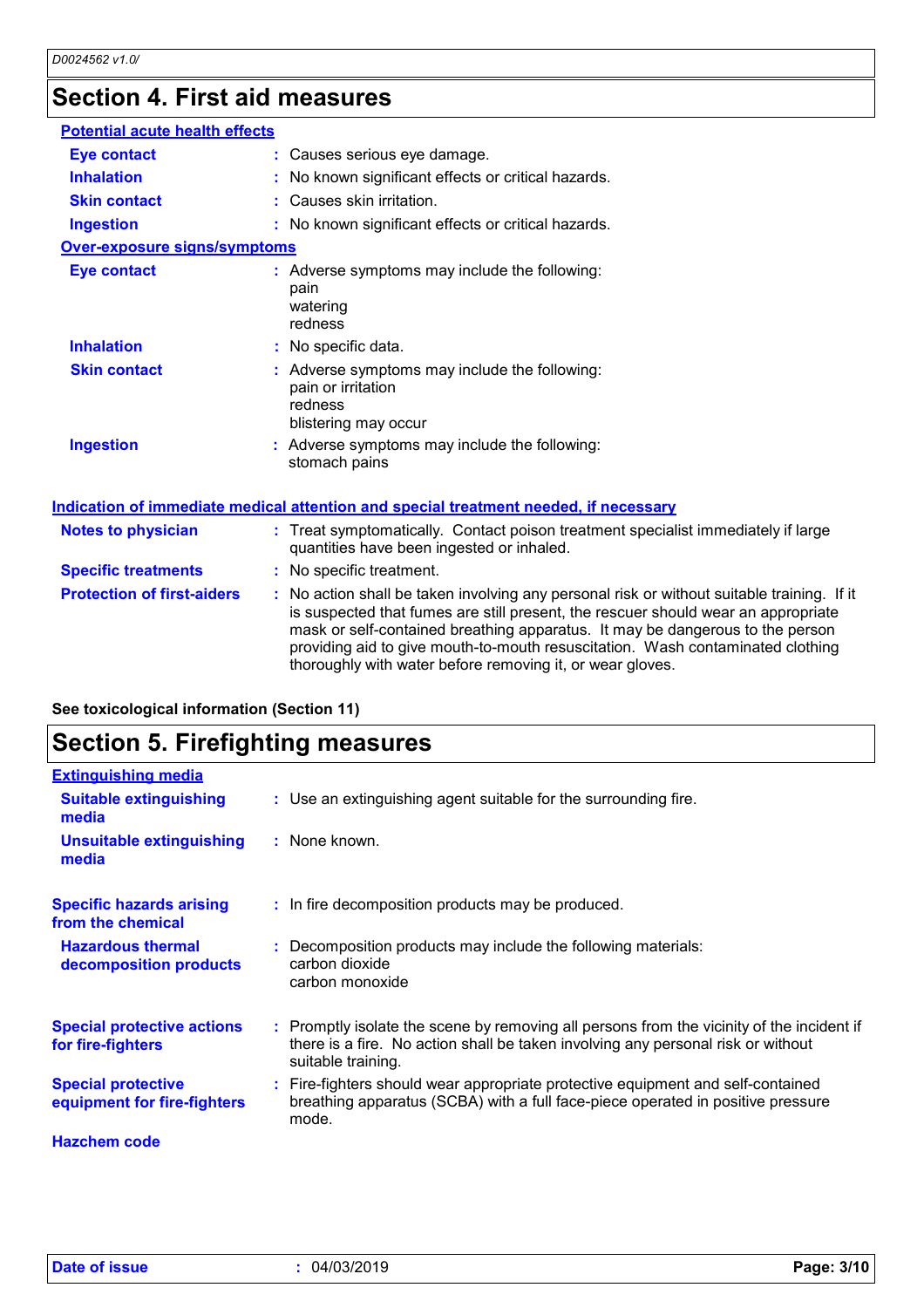## Section 4. First aid measures

**Potential acute health effects**

| | |
|---|---|
| **Eye contact** | Causes serious eye damage. |
| **Inhalation** | No known significant effects or critical hazards. |
| **Skin contact** | Causes skin irritation. |
| **Ingestion** | No known significant effects or critical hazards. |

**Over-exposure signs/symptoms**

| | |
|---|---|
| **Eye contact** | Adverse symptoms may include the following:<br>pain<br>watering<br>redness |
| **Inhalation** | No specific data. |
| **Skin contact** | Adverse symptoms may include the following:<br>pain or irritation<br>redness<br>blistering may occur |
| **Ingestion** | Adverse symptoms may include the following:<br>stomach pains |

**Indication of immediate medical attention and special treatment needed, if necessary**

| | |
|---|---|
| **Notes to physician** | Treat symptomatically. Contact poison treatment specialist immediately if large quantities have been ingested or inhaled. |
| **Specific treatments** | No specific treatment. |
| **Protection of first-aiders** | No action shall be taken involving any personal risk or without suitable training. If it is suspected that fumes are still present, the rescuer should wear an appropriate mask or self-contained breathing apparatus. It may be dangerous to the person providing aid to give mouth-to-mouth resuscitation. Wash contaminated clothing thoroughly with water before removing it, or wear gloves. |

**See toxicological information (Section 11)**

## Section 5. Firefighting measures

**Extinguishing media**

| | |
|---|---|
| **Suitable extinguishing media** | Use an extinguishing agent suitable for the surrounding fire. |
| **Unsuitable extinguishing media** | None known. |
| **Specific hazards arising from the chemical** | In fire decomposition products may be produced. |
| **Hazardous thermal decomposition products** | Decomposition products may include the following materials:<br>carbon dioxide<br>carbon monoxide |
| **Special protective actions for fire-fighters** | Promptly isolate the scene by removing all persons from the vicinity of the incident if there is a fire. No action shall be taken involving any personal risk or without suitable training. |
| **Special protective equipment for fire-fighters** | Fire-fighters should wear appropriate protective equipment and self-contained breathing apparatus (SCBA) with a full face-piece operated in positive pressure mode. |
| **Hazchem code** | |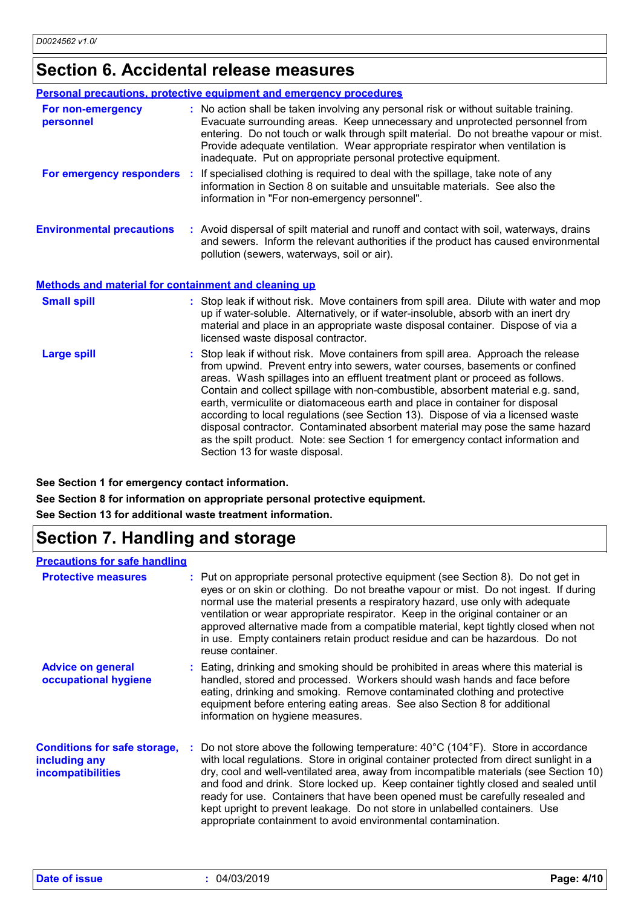# Section 6. Accidental release measures

### Personal precautions, protective equipment and emergency procedures

**For non-emergency personnel** : No action shall be taken involving any personal risk or without suitable training. Evacuate surrounding areas. Keep unnecessary and unprotected personnel from entering. Do not touch or walk through spilt material. Do not breathe vapour or mist. Provide adequate ventilation. Wear appropriate respirator when ventilation is inadequate. Put on appropriate personal protective equipment.

**For emergency responders** : If specialised clothing is required to deal with the spillage, take note of any information in Section 8 on suitable and unsuitable materials. See also the information in "For non-emergency personnel".

**Environmental precautions** : Avoid dispersal of spilt material and runoff and contact with soil, waterways, drains and sewers. Inform the relevant authorities if the product has caused environmental pollution (sewers, waterways, soil or air).

### Methods and material for containment and cleaning up

**Small spill** : Stop leak if without risk. Move containers from spill area. Dilute with water and mop up if water-soluble. Alternatively, or if water-insoluble, absorb with an inert dry material and place in an appropriate waste disposal container. Dispose of via a licensed waste disposal contractor.

**Large spill** : Stop leak if without risk. Move containers from spill area. Approach the release from upwind. Prevent entry into sewers, water courses, basements or confined areas. Wash spillages into an effluent treatment plant or proceed as follows. Contain and collect spillage with non-combustible, absorbent material e.g. sand, earth, vermiculite or diatomaceous earth and place in container for disposal according to local regulations (see Section 13). Dispose of via a licensed waste disposal contractor. Contaminated absorbent material may pose the same hazard as the spilt product. Note: see Section 1 for emergency contact information and Section 13 for waste disposal.

**See Section 1 for emergency contact information.**

**See Section 8 for information on appropriate personal protective equipment.**

**See Section 13 for additional waste treatment information.**

# Section 7. Handling and storage

### Precautions for safe handling

**Protective measures** : Put on appropriate personal protective equipment (see Section 8). Do not get in eyes or on skin or clothing. Do not breathe vapour or mist. Do not ingest. If during normal use the material presents a respiratory hazard, use only with adequate ventilation or wear appropriate respirator. Keep in the original container or an approved alternative made from a compatible material, kept tightly closed when not in use. Empty containers retain product residue and can be hazardous. Do not reuse container.

**Advice on general occupational hygiene** : Eating, drinking and smoking should be prohibited in areas where this material is handled, stored and processed. Workers should wash hands and face before eating, drinking and smoking. Remove contaminated clothing and protective equipment before entering eating areas. See also Section 8 for additional information on hygiene measures.

**Conditions for safe storage, including any incompatibilities** : Do not store above the following temperature: 40°C (104°F). Store in accordance with local regulations. Store in original container protected from direct sunlight in a dry, cool and well-ventilated area, away from incompatible materials (see Section 10) and food and drink. Store locked up. Keep container tightly closed and sealed until ready for use. Containers that have been opened must be carefully resealed and kept upright to prevent leakage. Do not store in unlabelled containers. Use appropriate containment to avoid environmental contamination.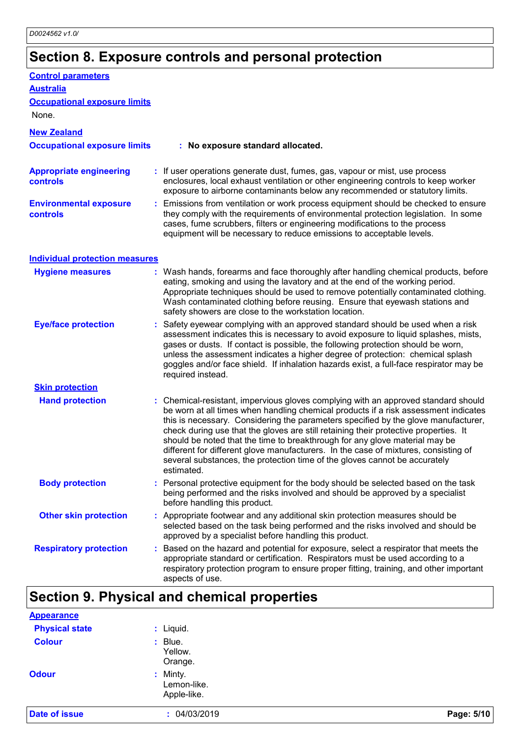## Section 8. Exposure controls and personal protection

**Control parameters**

**Australia**

**Occupational exposure limits**

None.

**New Zealand**

**Occupational exposure limits** : **No exposure standard allocated.**

**Appropriate engineering controls** : If user operations generate dust, fumes, gas, vapour or mist, use process enclosures, local exhaust ventilation or other engineering controls to keep worker exposure to airborne contaminants below any recommended or statutory limits.

**Environmental exposure controls** : Emissions from ventilation or work process equipment should be checked to ensure they comply with the requirements of environmental protection legislation. In some cases, fume scrubbers, filters or engineering modifications to the process equipment will be necessary to reduce emissions to acceptable levels.

**Individual protection measures**

**Hygiene measures** : Wash hands, forearms and face thoroughly after handling chemical products, before eating, smoking and using the lavatory and at the end of the working period. Appropriate techniques should be used to remove potentially contaminated clothing. Wash contaminated clothing before reusing. Ensure that eyewash stations and safety showers are close to the workstation location.

**Eye/face protection** : Safety eyewear complying with an approved standard should be used when a risk assessment indicates this is necessary to avoid exposure to liquid splashes, mists, gases or dusts. If contact is possible, the following protection should be worn, unless the assessment indicates a higher degree of protection: chemical splash goggles and/or face shield. If inhalation hazards exist, a full-face respirator may be required instead.

**Skin protection**

**Hand protection** : Chemical-resistant, impervious gloves complying with an approved standard should be worn at all times when handling chemical products if a risk assessment indicates this is necessary. Considering the parameters specified by the glove manufacturer, check during use that the gloves are still retaining their protective properties. It should be noted that the time to breakthrough for any glove material may be different for different glove manufacturers. In the case of mixtures, consisting of several substances, the protection time of the gloves cannot be accurately estimated.

**Body protection** : Personal protective equipment for the body should be selected based on the task being performed and the risks involved and should be approved by a specialist before handling this product.

**Other skin protection** : Appropriate footwear and any additional skin protection measures should be selected based on the task being performed and the risks involved and should be approved by a specialist before handling this product.

**Respiratory protection** : Based on the hazard and potential for exposure, select a respirator that meets the appropriate standard or certification. Respirators must be used according to a respiratory protection program to ensure proper fitting, training, and other important aspects of use.

## Section 9. Physical and chemical properties

**Appearance**

**Physical state** : Liquid.

**Colour** : Blue.
Yellow.
Orange.

**Odour** : Minty.
Lemon-like.
Apple-like.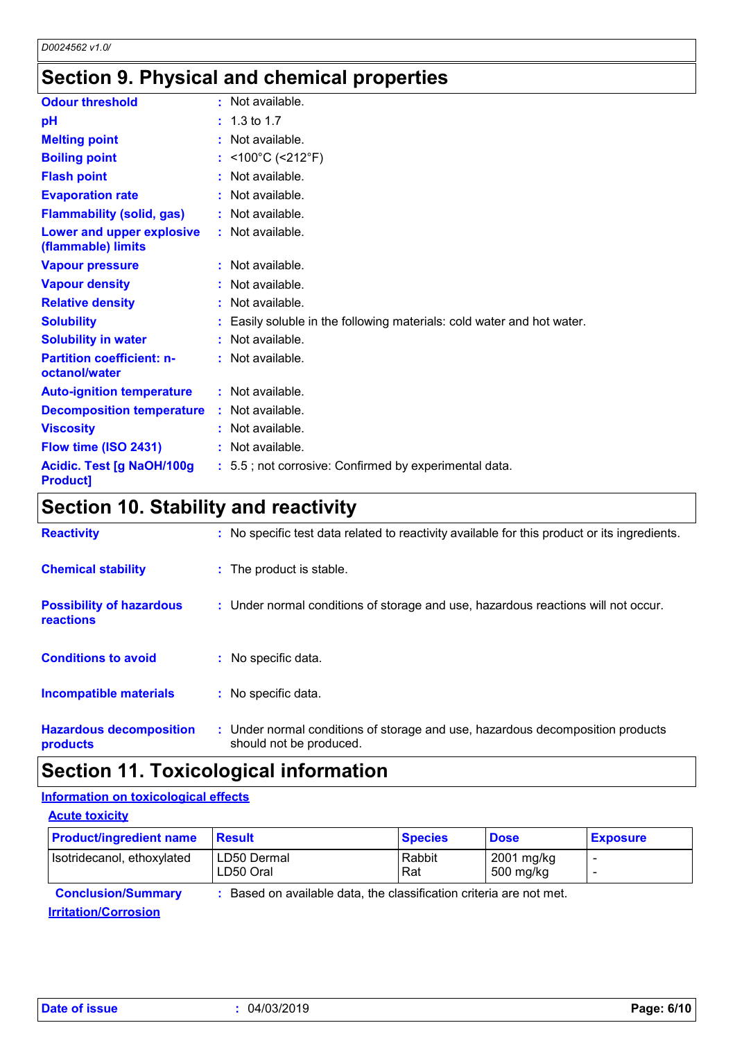## Section 9. Physical and chemical properties

| | | |
|---|---|---|
| **Odour threshold** | : | Not available. |
| **pH** | : | 1.3 to 1.7 |
| **Melting point** | : | Not available. |
| **Boiling point** | : | <100°C (<212°F) |
| **Flash point** | : | Not available. |
| **Evaporation rate** | : | Not available. |
| **Flammability (solid, gas)** | : | Not available. |
| **Lower and upper explosive (flammable) limits** | : | Not available. |
| **Vapour pressure** | : | Not available. |
| **Vapour density** | : | Not available. |
| **Relative density** | : | Not available. |
| **Solubility** | : | Easily soluble in the following materials: cold water and hot water. |
| **Solubility in water** | : | Not available. |
| **Partition coefficient: n-octanol/water** | : | Not available. |
| **Auto-ignition temperature** | : | Not available. |
| **Decomposition temperature** | : | Not available. |
| **Viscosity** | : | Not available. |
| **Flow time (ISO 2431)** | : | Not available. |
| **Acidic. Test [g NaOH/100g Product]** | : | 5.5 ; not corrosive: Confirmed by experimental data. |

## Section 10. Stability and reactivity

| | | |
|---|---|---|
| **Reactivity** | : | No specific test data related to reactivity available for this product or its ingredients. |
| **Chemical stability** | : | The product is stable. |
| **Possibility of hazardous reactions** | : | Under normal conditions of storage and use, hazardous reactions will not occur. |
| **Conditions to avoid** | : | No specific data. |
| **Incompatible materials** | : | No specific data. |
| **Hazardous decomposition products** | : | Under normal conditions of storage and use, hazardous decomposition products should not be produced. |

## Section 11. Toxicological information

### Information on toxicological effects

#### Acute toxicity

| Product/ingredient name | Result | Species | Dose | Exposure |
|---|---|---|---|---|
| Isotridecanol, ethoxylated | LD50 Dermal<br>LD50 Oral | Rabbit<br>Rat | 2001 mg/kg<br>500 mg/kg | -<br>- |

**Conclusion/Summary** : Based on available data, the classification criteria are not met.

#### Irritation/Corrosion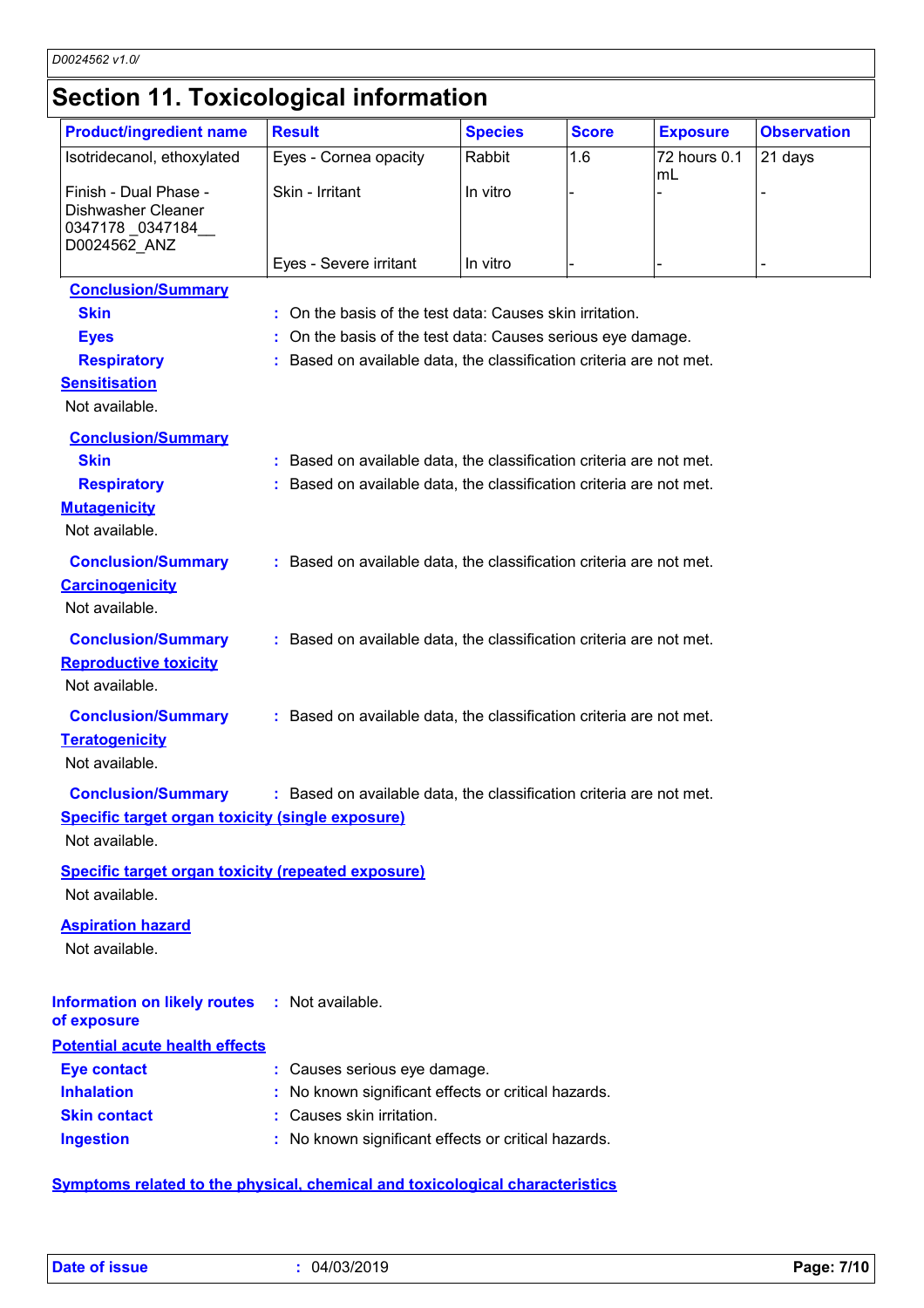# Section 11. Toxicological information

| Product/ingredient name | Result | Species | Score | Exposure | Observation |
|---|---|---|---|---|---|
| Isotridecanol, ethoxylated | Eyes - Cornea opacity | Rabbit | 1.6 | 72 hours 0.1 mL | 21 days |
| Finish - Dual Phase - Dishwasher Cleaner 0347178 _0347184__ D0024562_ANZ | Skin - Irritant | In vitro | - | - | - |
| | Eyes - Severe irritant | In vitro | - | - | - |

**Conclusion/Summary**

**Skin** : On the basis of the test data: Causes skin irritation.

**Eyes** : On the basis of the test data: Causes serious eye damage.

**Respiratory** : Based on available data, the classification criteria are not met.

**Sensitisation**

Not available.

**Conclusion/Summary**

**Skin** : Based on available data, the classification criteria are not met.

**Respiratory** : Based on available data, the classification criteria are not met.

**Mutagenicity**

Not available.

**Conclusion/Summary** : Based on available data, the classification criteria are not met.

**Carcinogenicity**

Not available.

**Conclusion/Summary** : Based on available data, the classification criteria are not met.

**Reproductive toxicity**

Not available.

**Conclusion/Summary** : Based on available data, the classification criteria are not met.

**Teratogenicity**

Not available.

**Conclusion/Summary** : Based on available data, the classification criteria are not met.

**Specific target organ toxicity (single exposure)**

Not available.

**Specific target organ toxicity (repeated exposure)**

Not available.

**Aspiration hazard**

Not available.

**Information on likely routes of exposure** : Not available.

**Potential acute health effects**

**Eye contact** : Causes serious eye damage.

**Inhalation** : No known significant effects or critical hazards.

**Skin contact** : Causes skin irritation.

**Ingestion** : No known significant effects or critical hazards.

**Symptoms related to the physical, chemical and toxicological characteristics**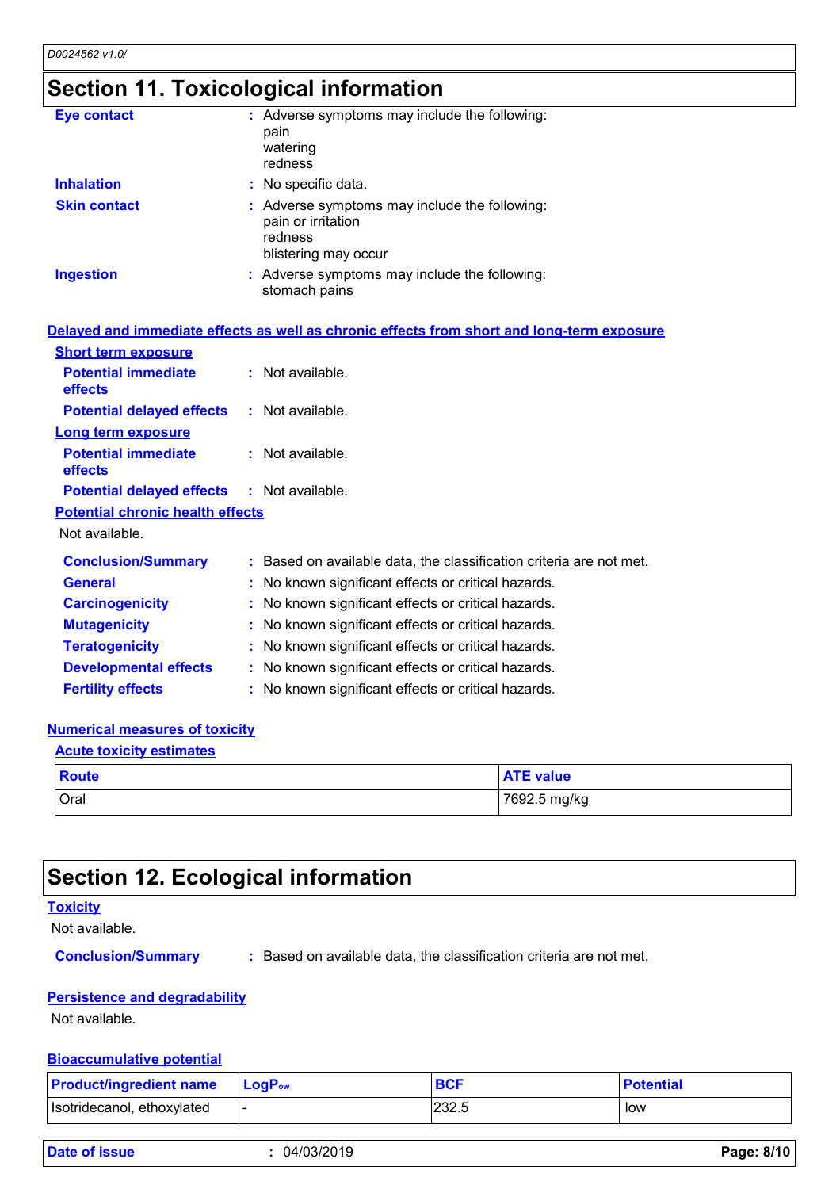## Section 11. Toxicological information

**Eye contact** : Adverse symptoms may include the following:
pain
watering
redness

**Inhalation** : No specific data.

**Skin contact** : Adverse symptoms may include the following:
pain or irritation
redness
blistering may occur

**Ingestion** : Adverse symptoms may include the following:
stomach pains

### Delayed and immediate effects as well as chronic effects from short and long-term exposure

**Short term exposure**

**Potential immediate effects** : Not available.

**Potential delayed effects** : Not available.

**Long term exposure**

**Potential immediate effects** : Not available.

**Potential delayed effects** : Not available.

**Potential chronic health effects**

Not available.

**Conclusion/Summary** : Based on available data, the classification criteria are not met.

**General** : No known significant effects or critical hazards.

**Carcinogenicity** : No known significant effects or critical hazards.

**Mutagenicity** : No known significant effects or critical hazards.

**Teratogenicity** : No known significant effects or critical hazards.

**Developmental effects** : No known significant effects or critical hazards.

**Fertility effects** : No known significant effects or critical hazards.

### Numerical measures of toxicity

**Acute toxicity estimates**

| Route | ATE value |
|---|---|
| Oral | 7692.5 mg/kg |

## Section 12. Ecological information

**Toxicity**

Not available.

**Conclusion/Summary** : Based on available data, the classification criteria are not met.

**Persistence and degradability**

Not available.

**Bioaccumulative potential**

| Product/ingredient name | $LogP_{ow}$ | BCF | Potential |
|---|---|---|---|
| Isotridecanol, ethoxylated | - | 232.5 | low |

**Date of issue** : 04/03/2019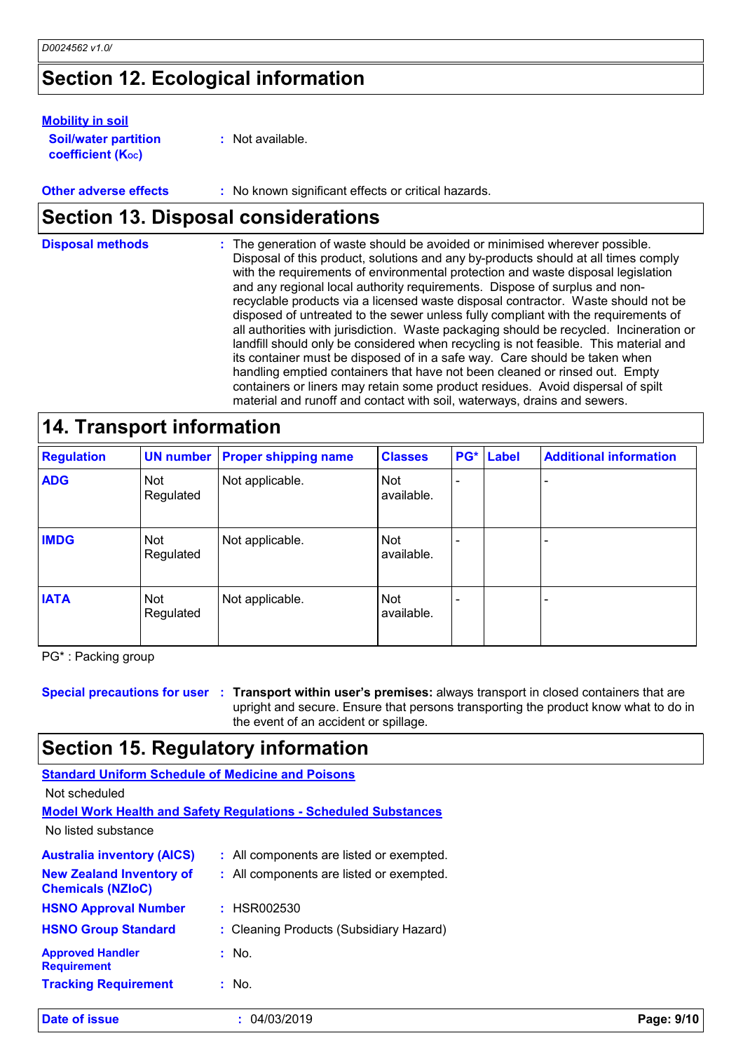## Section 12. Ecological information

**Mobility in soil**

**Soil/water partition coefficient ($K_{OC}$)** : Not available.

**Other adverse effects** : No known significant effects or critical hazards.

## Section 13. Disposal considerations

**Disposal methods** : The generation of waste should be avoided or minimised wherever possible. Disposal of this product, solutions and any by-products should at all times comply with the requirements of environmental protection and waste disposal legislation and any regional local authority requirements. Dispose of surplus and non-recyclable products via a licensed waste disposal contractor. Waste should not be disposed of untreated to the sewer unless fully compliant with the requirements of all authorities with jurisdiction. Waste packaging should be recycled. Incineration or landfill should only be considered when recycling is not feasible. This material and its container must be disposed of in a safe way. Care should be taken when handling emptied containers that have not been cleaned or rinsed out. Empty containers or liners may retain some product residues. Avoid dispersal of spilt material and runoff and contact with soil, waterways, drains and sewers.

## 14. Transport information

| Regulation | UN number | Proper shipping name | Classes | PG* | Label | Additional information |
|---|---|---|---|---|---|---|
| **ADG** | Not Regulated | Not applicable. | Not available. | - | | - |
| **IMDG** | Not Regulated | Not applicable. | Not available. | - | | - |
| **IATA** | Not Regulated | Not applicable. | Not available. | - | | - |

PG* : Packing group

**Special precautions for user** : **Transport within user's premises:** always transport in closed containers that are upright and secure. Ensure that persons transporting the product know what to do in the event of an accident or spillage.

## Section 15. Regulatory information

**Standard Uniform Schedule of Medicine and Poisons**

Not scheduled

**Model Work Health and Safety Regulations - Scheduled Substances**

No listed substance

**Australia inventory (AICS)** : All components are listed or exempted.

**New Zealand Inventory of Chemicals (NZIoC)** : All components are listed or exempted.

**HSNO Approval Number** : HSR002530

**HSNO Group Standard** : Cleaning Products (Subsidiary Hazard)

**Approved Handler Requirement** : No.

**Tracking Requirement** : No.

**Date of issue** : 04/03/2019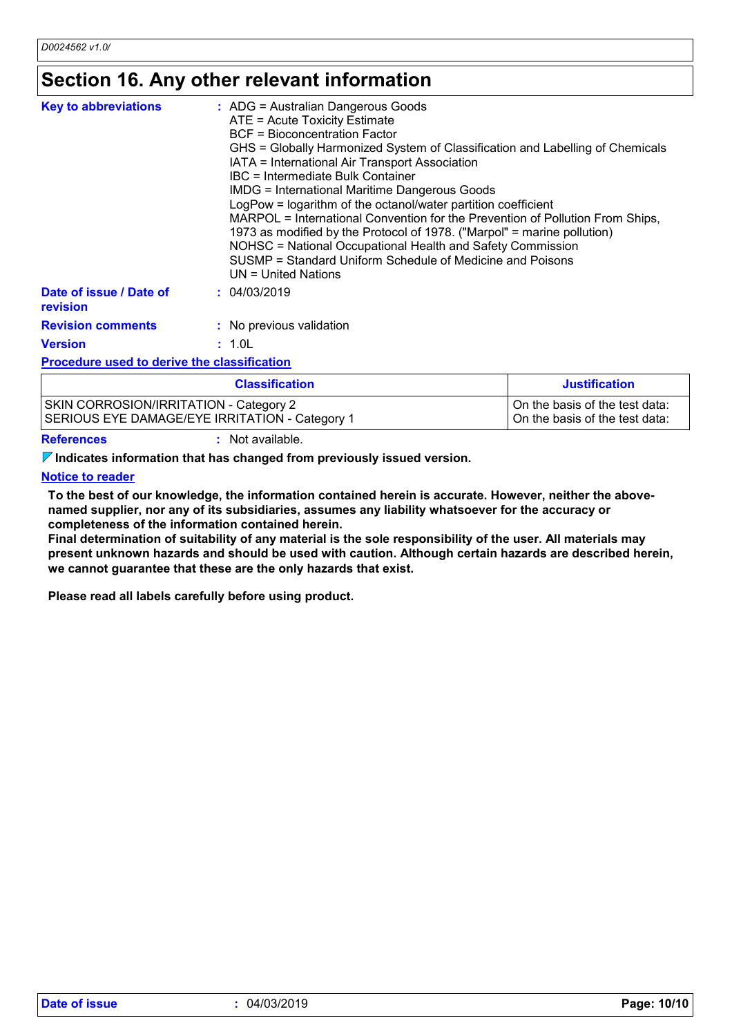# Section 16. Any other relevant information

**Key to abbreviations** : ADG = Australian Dangerous Goods
ATE = Acute Toxicity Estimate
BCF = Bioconcentration Factor
GHS = Globally Harmonized System of Classification and Labelling of Chemicals
IATA = International Air Transport Association
IBC = Intermediate Bulk Container
IMDG = International Maritime Dangerous Goods
LogPow = logarithm of the octanol/water partition coefficient
MARPOL = International Convention for the Prevention of Pollution From Ships, 1973 as modified by the Protocol of 1978. ("Marpol" = marine pollution)
NOHSC = National Occupational Health and Safety Commission
SUSMP = Standard Uniform Schedule of Medicine and Poisons
UN = United Nations

**Date of issue / Date of revision** : 04/03/2019

**Revision comments** : No previous validation

**Version** : 1.0L

**Procedure used to derive the classification**

| Classification | Justification |
|---|---|
| SKIN CORROSION/IRRITATION - Category 2 | On the basis of the test data: |
| SERIOUS EYE DAMAGE/EYE IRRITATION - Category 1 | On the basis of the test data: |

**References** : Not available.

**Indicates information that has changed from previously issued version.**

**Notice to reader**

**To the best of our knowledge, the information contained herein is accurate. However, neither the above-named supplier, nor any of its subsidiaries, assumes any liability whatsoever for the accuracy or completeness of the information contained herein.**
**Final determination of suitability of any material is the sole responsibility of the user. All materials may present unknown hazards and should be used with caution. Although certain hazards are described herein, we cannot guarantee that these are the only hazards that exist.**

**Please read all labels carefully before using product.**